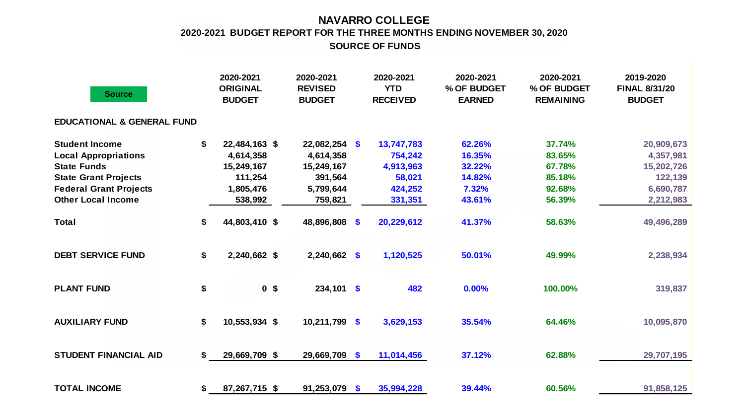# NAVARRO COLLEGE

## 2020-2021 BUDGET REPORT FOR THE THREE MONTHS ENDING NOVEMBER 30, 2020

### SOURCE OF FUNDS

| Source | 2020-2021 ORIGINAL BUDGET | 2020-2021 REVISED BUDGET | 2020-2021 YTD RECEIVED | 2020-2021 % OF BUDGET EARNED | 2020-2021 % OF BUDGET REMAINING | 2019-2020 FINAL 8/31/20 BUDGET |
|---|---|---|---|---|---|---|
| **EDUCATIONAL & GENERAL FUND** | | | | | | |
| **Student Income** | $ 22,484,163 | $ 22,082,254 | $ 13,747,783 | 62.26% | 37.74% | 20,909,673 |
| **Local Appropriations** | 4,614,358 | 4,614,358 | 754,242 | 16.35% | 83.65% | 4,357,981 |
| **State Funds** | 15,249,167 | 15,249,167 | 4,913,963 | 32.22% | 67.78% | 15,202,726 |
| **State Grant Projects** | 111,254 | 391,564 | 58,021 | 14.82% | 85.18% | 122,139 |
| **Federal Grant Projects** | 1,805,476 | 5,799,644 | 424,252 | 7.32% | 92.68% | 6,690,787 |
| **Other Local Income** | 538,992 | 759,821 | 331,351 | 43.61% | 56.39% | 2,212,983 |
| **Total** | $ 44,803,410 | $ 48,896,808 | $ 20,229,612 | 41.37% | 58.63% | 49,496,289 |
| **DEBT SERVICE FUND** | $ 2,240,662 | $ 2,240,662 | $ 1,120,525 | 50.01% | 49.99% | 2,238,934 |
| **PLANT FUND** | $ 0 | $ 234,101 | $ 482 | 0.00% | 100.00% | 319,837 |
| **AUXILIARY FUND** | $ 10,553,934 | $ 10,211,799 | $ 3,629,153 | 35.54% | 64.46% | 10,095,870 |
| **STUDENT FINANCIAL AID** | $ 29,669,709 | $ 29,669,709 | $ 11,014,456 | 37.12% | 62.88% | 29,707,195 |
| **TOTAL INCOME** | $ 87,267,715 | $ 91,253,079 | $ 35,994,228 | 39.44% | 60.56% | 91,858,125 |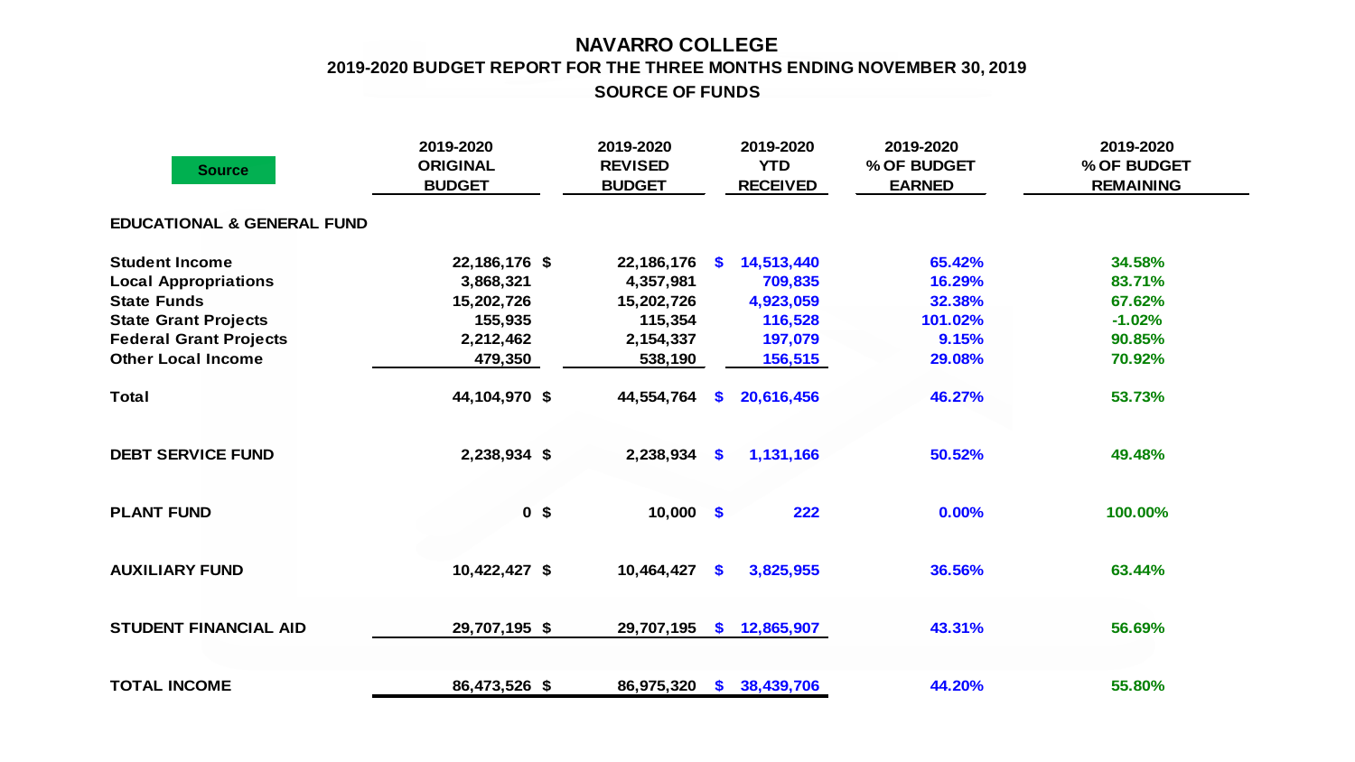# NAVARRO COLLEGE

## 2019-2020 BUDGET REPORT FOR THE THREE MONTHS ENDING NOVEMBER 30, 2019

### SOURCE OF FUNDS

| Source | 2019-2020 ORIGINAL BUDGET | 2019-2020 REVISED BUDGET | 2019-2020 YTD RECEIVED | 2019-2020 % OF BUDGET EARNED | 2019-2020 % OF BUDGET REMAINING |
|---|---|---|---|---|---|
| **EDUCATIONAL & GENERAL FUND** | | | | | |
| **Student Income** | 22,186,176 $ | 22,186,176 | $ 14,513,440 | 65.42% | 34.58% |
| **Local Appropriations** | 3,868,321 | 4,357,981 | 709,835 | 16.29% | 83.71% |
| **State Funds** | 15,202,726 | 15,202,726 | 4,923,059 | 32.38% | 67.62% |
| **State Grant Projects** | 155,935 | 115,354 | 116,528 | 101.02% | -1.02% |
| **Federal Grant Projects** | 2,212,462 | 2,154,337 | 197,079 | 9.15% | 90.85% |
| **Other Local Income** | 479,350 | 538,190 | 156,515 | 29.08% | 70.92% |
| **Total** | 44,104,970 $ | 44,554,764 | $ 20,616,456 | 46.27% | 53.73% |
| **DEBT SERVICE FUND** | 2,238,934 $ | 2,238,934 | $ 1,131,166 | 50.52% | 49.48% |
| **PLANT FUND** | 0 $ | 10,000 | $ 222 | 0.00% | 100.00% |
| **AUXILIARY FUND** | 10,422,427 $ | 10,464,427 | $ 3,825,955 | 36.56% | 63.44% |
| **STUDENT FINANCIAL AID** | 29,707,195 $ | 29,707,195 | $ 12,865,907 | 43.31% | 56.69% |
| **TOTAL INCOME** | 86,473,526 $ | 86,975,320 | $ 38,439,706 | 44.20% | 55.80% |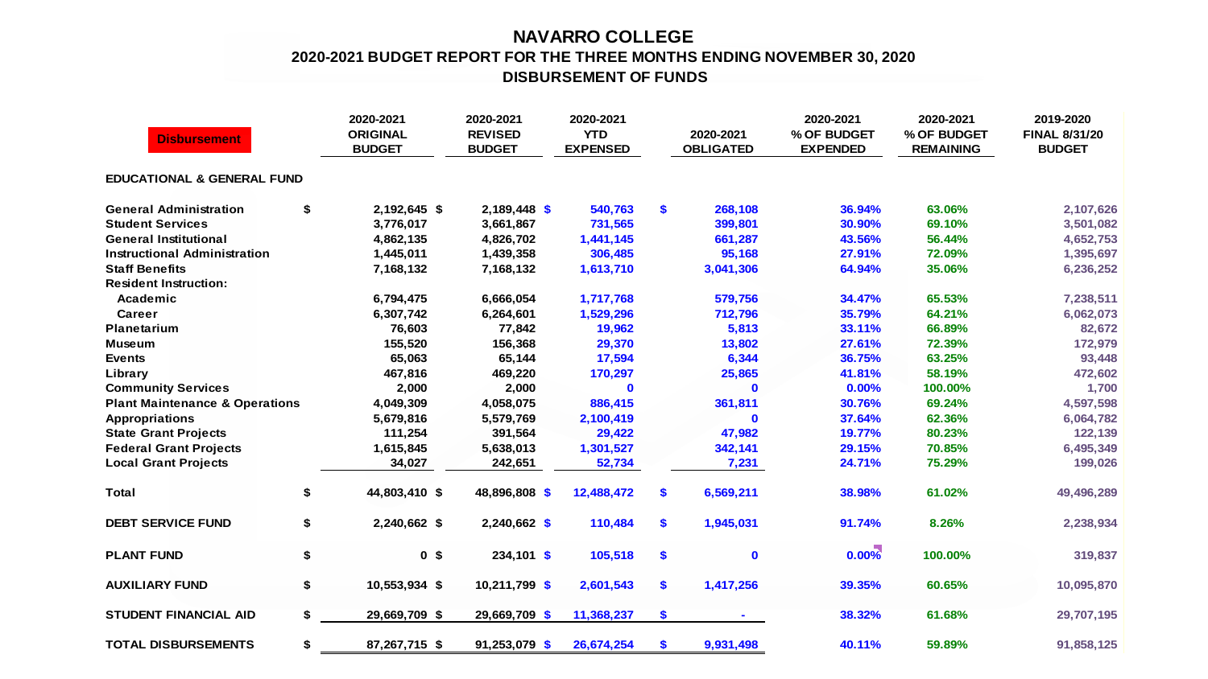# NAVARRO COLLEGE

## 2020-2021 BUDGET REPORT FOR THE THREE MONTHS ENDING NOVEMBER 30, 2020

### DISBURSEMENT OF FUNDS

| Disbursement | 2020-2021 ORIGINAL BUDGET | 2020-2021 REVISED BUDGET | 2020-2021 YTD EXPENSED | 2020-2021 OBLIGATED | 2020-2021 % OF BUDGET EXPENDED | 2020-2021 % OF BUDGET REMAINING | 2019-2020 FINAL 8/31/20 BUDGET |
|---|---|---|---|---|---|---|---|
| **EDUCATIONAL & GENERAL FUND** | | | | | | | |
| General Administration | $ 2,192,645 | $ 2,189,448 | $ 540,763 | $ 268,108 | 36.94% | 63.06% | 2,107,626 |
| Student Services | 3,776,017 | 3,661,867 | 731,565 | 399,801 | 30.90% | 69.10% | 3,501,082 |
| General Institutional | 4,862,135 | 4,826,702 | 1,441,145 | 661,287 | 43.56% | 56.44% | 4,652,753 |
| Instructional Administration | 1,445,011 | 1,439,358 | 306,485 | 95,168 | 27.91% | 72.09% | 1,395,697 |
| Staff Benefits | 7,168,132 | 7,168,132 | 1,613,710 | 3,041,306 | 64.94% | 35.06% | 6,236,252 |
| Resident Instruction: | | | | | | | |
| Academic | 6,794,475 | 6,666,054 | 1,717,768 | 579,756 | 34.47% | 65.53% | 7,238,511 |
| Career | 6,307,742 | 6,264,601 | 1,529,296 | 712,796 | 35.79% | 64.21% | 6,062,073 |
| Planetarium | 76,603 | 77,842 | 19,962 | 5,813 | 33.11% | 66.89% | 82,672 |
| Museum | 155,520 | 156,368 | 29,370 | 13,802 | 27.61% | 72.39% | 172,979 |
| Events | 65,063 | 65,144 | 17,594 | 6,344 | 36.75% | 63.25% | 93,448 |
| Library | 467,816 | 469,220 | 170,297 | 25,865 | 41.81% | 58.19% | 472,602 |
| Community Services | 2,000 | 2,000 | 0 | 0 | 0.00% | 100.00% | 1,700 |
| Plant Maintenance & Operations | 4,049,309 | 4,058,075 | 886,415 | 361,811 | 30.76% | 69.24% | 4,597,598 |
| Appropriations | 5,679,816 | 5,579,769 | 2,100,419 | 0 | 37.64% | 62.36% | 6,064,782 |
| State Grant Projects | 111,254 | 391,564 | 29,422 | 47,982 | 19.77% | 80.23% | 122,139 |
| Federal Grant Projects | 1,615,845 | 5,638,013 | 1,301,527 | 342,141 | 29.15% | 70.85% | 6,495,349 |
| Local Grant Projects | 34,027 | 242,651 | 52,734 | 7,231 | 24.71% | 75.29% | 199,026 |
| **Total** | $ 44,803,410 | $ 48,896,808 | $ 12,488,472 | $ 6,569,211 | 38.98% | 61.02% | 49,496,289 |
| **DEBT SERVICE FUND** | $ 2,240,662 | $ 2,240,662 | $ 110,484 | $ 1,945,031 | 91.74% | 8.26% | 2,238,934 |
| **PLANT FUND** | $ 0 | $ 234,101 | $ 105,518 | $ 0 | 0.00% | 100.00% | 319,837 |
| **AUXILIARY FUND** | $ 10,553,934 | $ 10,211,799 | $ 2,601,543 | $ 1,417,256 | 39.35% | 60.65% | 10,095,870 |
| **STUDENT FINANCIAL AID** | $ 29,669,709 | $ 29,669,709 | $ 11,368,237 | $ - | 38.32% | 61.68% | 29,707,195 |
| **TOTAL DISBURSEMENTS** | $ 87,267,715 | $ 91,253,079 | $ 26,674,254 | $ 9,931,498 | 40.11% | 59.89% | 91,858,125 |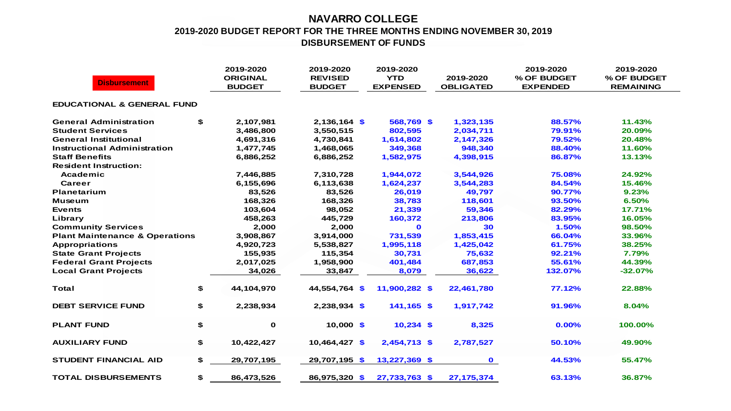# NAVARRO COLLEGE

## 2019-2020 BUDGET REPORT FOR THE THREE MONTHS ENDING NOVEMBER 30, 2019

## DISBURSEMENT OF FUNDS

| Disbursement | | 2019-2020 ORIGINAL BUDGET | 2019-2020 REVISED BUDGET | | 2019-2020 YTD EXPENSED | | 2019-2020 OBLIGATED | 2019-2020 % OF BUDGET EXPENDED | 2019-2020 % OF BUDGET REMAINING |
|---|---|---|---|---|---|---|---|---|---|
| **EDUCATIONAL & GENERAL FUND** | | | | | | | | | |
| General Administration | $ | 2,107,981 | 2,136,164 | $ | 568,769 | $ | 1,323,135 | 88.57% | 11.43% |
| Student Services | | 3,486,800 | 3,550,515 | | 802,595 | | 2,034,711 | 79.91% | 20.09% |
| General Institutional | | 4,691,316 | 4,730,841 | | 1,614,802 | | 2,147,326 | 79.52% | 20.48% |
| Instructional Administration | | 1,477,745 | 1,468,065 | | 349,368 | | 948,340 | 88.40% | 11.60% |
| Staff Benefits | | 6,886,252 | 6,886,252 | | 1,582,975 | | 4,398,915 | 86.87% | 13.13% |
| Resident Instruction: | | | | | | | | | |
| Academic | | 7,446,885 | 7,310,728 | | 1,944,072 | | 3,544,926 | 75.08% | 24.92% |
| Career | | 6,155,696 | 6,113,638 | | 1,624,237 | | 3,544,283 | 84.54% | 15.46% |
| Planetarium | | 83,526 | 83,526 | | 26,019 | | 49,797 | 90.77% | 9.23% |
| Museum | | 168,326 | 168,326 | | 38,783 | | 118,601 | 93.50% | 6.50% |
| Events | | 103,604 | 98,052 | | 21,339 | | 59,346 | 82.29% | 17.71% |
| Library | | 458,263 | 445,729 | | 160,372 | | 213,806 | 83.95% | 16.05% |
| Community Services | | 2,000 | 2,000 | | 0 | | 30 | 1.50% | 98.50% |
| Plant Maintenance & Operations | | 3,908,867 | 3,914,000 | | 731,539 | | 1,853,415 | 66.04% | 33.96% |
| Appropriations | | 4,920,723 | 5,538,827 | | 1,995,118 | | 1,425,042 | 61.75% | 38.25% |
| State Grant Projects | | 155,935 | 115,354 | | 30,731 | | 75,632 | 92.21% | 7.79% |
| Federal Grant Projects | | 2,017,025 | 1,958,900 | | 401,484 | | 687,853 | 55.61% | 44.39% |
| Local Grant Projects | | 34,026 | 33,847 | | 8,079 | | 36,622 | 132.07% | -32.07% |
| **Total** | $ | 44,104,970 | 44,554,764 | $ | 11,900,282 | $ | 22,461,780 | 77.12% | 22.88% |
| **DEBT SERVICE FUND** | $ | 2,238,934 | 2,238,934 | $ | 141,165 | $ | 1,917,742 | 91.96% | 8.04% |
| **PLANT FUND** | $ | 0 | 10,000 | $ | 10,234 | $ | 8,325 | 0.00% | 100.00% |
| **AUXILIARY FUND** | $ | 10,422,427 | 10,464,427 | $ | 2,454,713 | $ | 2,787,527 | 50.10% | 49.90% |
| **STUDENT FINANCIAL AID** | $ | 29,707,195 | 29,707,195 | $ | 13,227,369 | $ | 0 | 44.53% | 55.47% |
| **TOTAL DISBURSEMENTS** | $ | 86,473,526 | 86,975,320 | $ | 27,733,763 | $ | 27,175,374 | 63.13% | 36.87% |